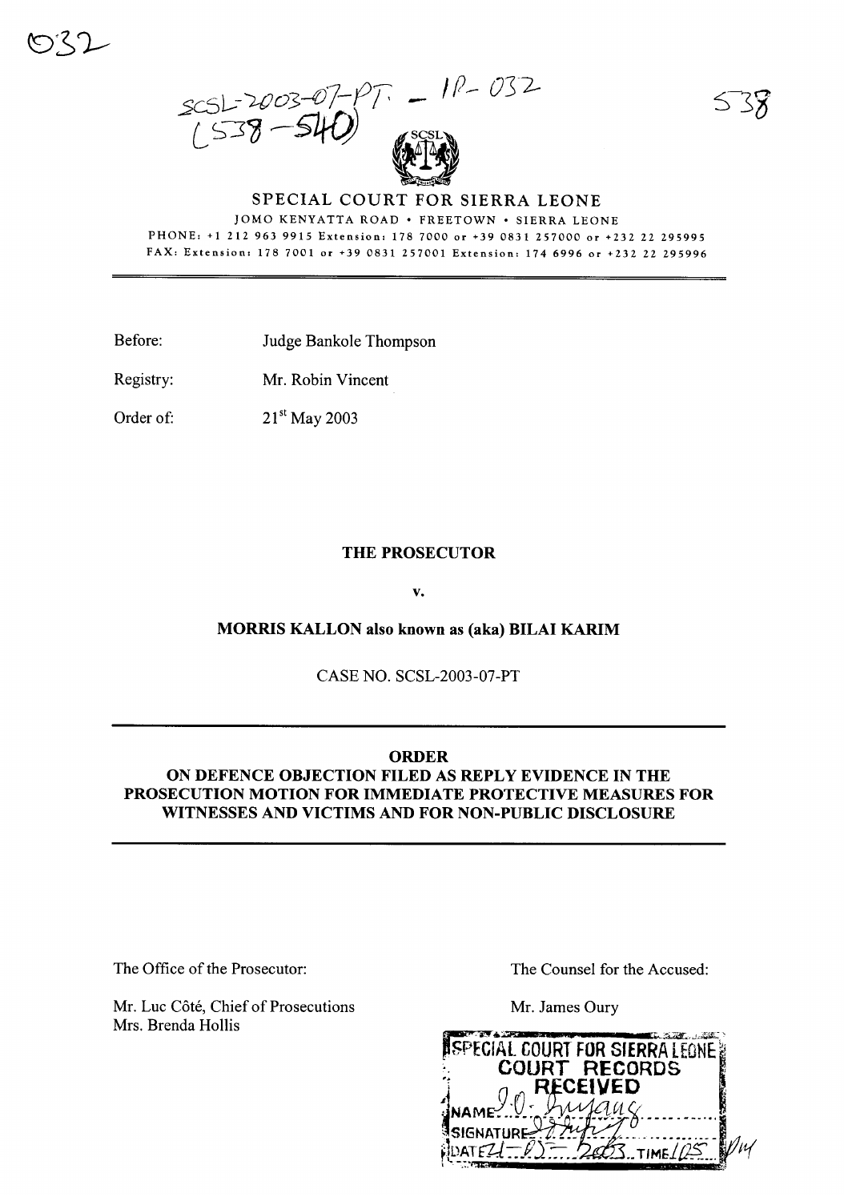032

SCSL-2003-07-PT - IP-032
(538-540)

538

SPECIAL COURT FOR SIERRA LEONE

JOMO KENYATTA ROAD • FREETOWN • SIERRA LEONE

PHONE: +1 212 963 9915 Extension: 178 7000 or +39 0831 257000 or +232 22 295995

FAX: Extension: 178 7001 or +39 0831 257001 Extension: 174 6996 or +232 22 295996

---

Before: Judge Bankole Thompson

Registry: Mr. Robin Vincent

Order of: 21st May 2003

**THE PROSECUTOR**

**v.**

**MORRIS KALLON also known as (aka) BILAI KARIM**

CASE NO. SCSL-2003-07-PT

---

**ORDER**
**ON DEFENCE OBJECTION FILED AS REPLY EVIDENCE IN THE PROSECUTION MOTION FOR IMMEDIATE PROTECTIVE MEASURES FOR WITNESSES AND VICTIMS AND FOR NON-PUBLIC DISCLOSURE**

---

The Office of the Prosecutor:

Mr. Luc Côté, Chief of Prosecutions
Mrs. Brenda Hollis

The Counsel for the Accused:

Mr. James Oury

SPECIAL COURT FOR SIERRA LEONE
COURT RECORDS
RECEIVED
NAME: J.O. Inyang
SIGNATURE:
DATE: 21-05-2003 TIME: 1025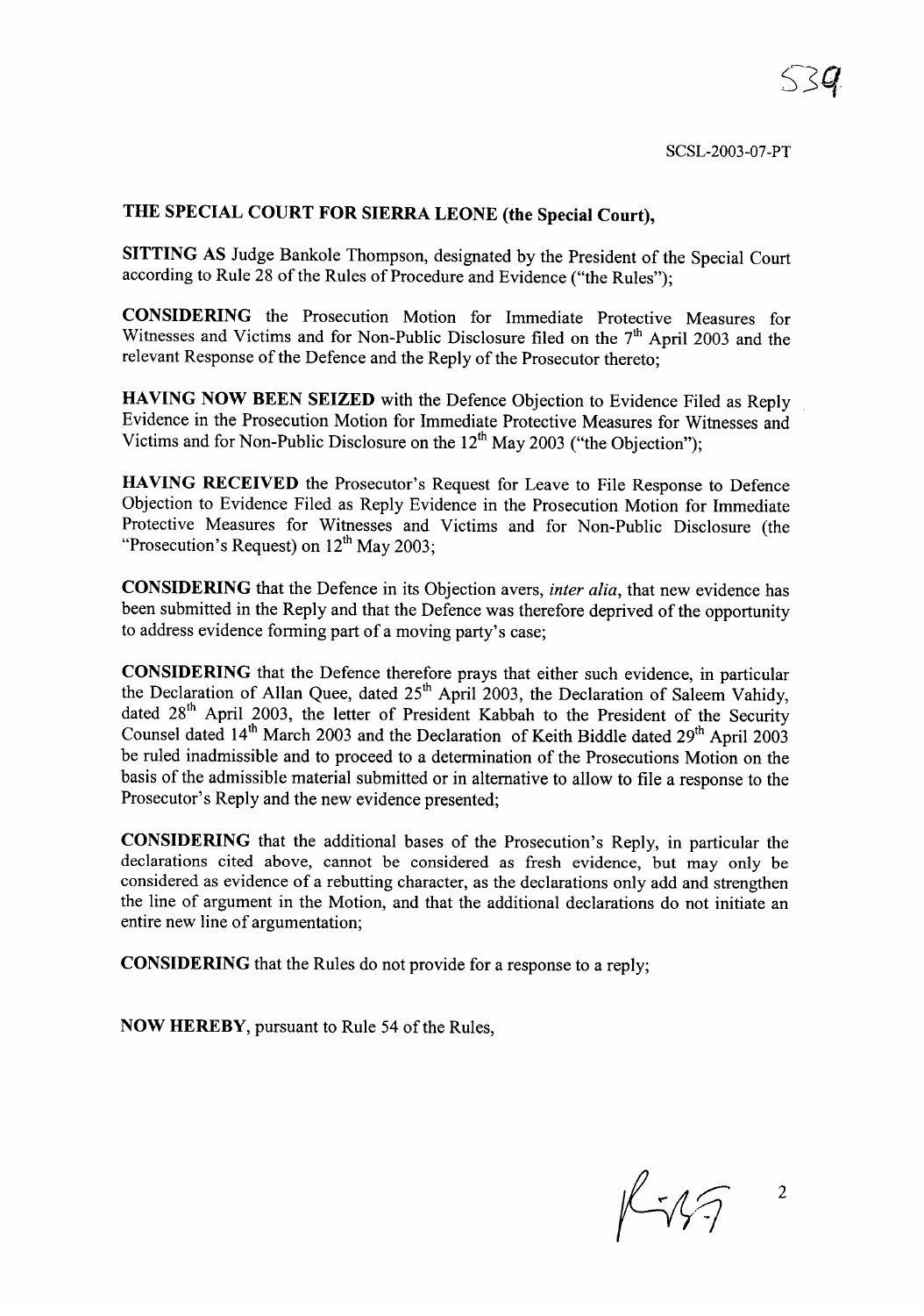**THE SPECIAL COURT FOR SIERRA LEONE (the Special Court),**

**SITTING AS** Judge Bankole Thompson, designated by the President of the Special Court according to Rule 28 of the Rules of Procedure and Evidence ("the Rules");

**CONSIDERING** the Prosecution Motion for Immediate Protective Measures for Witnesses and Victims and for Non-Public Disclosure filed on the 7th April 2003 and the relevant Response of the Defence and the Reply of the Prosecutor thereto;

**HAVING NOW BEEN SEIZED** with the Defence Objection to Evidence Filed as Reply Evidence in the Prosecution Motion for Immediate Protective Measures for Witnesses and Victims and for Non-Public Disclosure on the 12th May 2003 ("the Objection");

**HAVING RECEIVED** the Prosecutor's Request for Leave to File Response to Defence Objection to Evidence Filed as Reply Evidence in the Prosecution Motion for Immediate Protective Measures for Witnesses and Victims and for Non-Public Disclosure (the "Prosecution's Request) on 12th May 2003;

**CONSIDERING** that the Defence in its Objection avers, *inter alia*, that new evidence has been submitted in the Reply and that the Defence was therefore deprived of the opportunity to address evidence forming part of a moving party's case;

**CONSIDERING** that the Defence therefore prays that either such evidence, in particular the Declaration of Allan Quee, dated 25th April 2003, the Declaration of Saleem Vahidy, dated 28th April 2003, the letter of President Kabbah to the President of the Security Counsel dated 14th March 2003 and the Declaration of Keith Biddle dated 29th April 2003 be ruled inadmissible and to proceed to a determination of the Prosecutions Motion on the basis of the admissible material submitted or in alternative to allow to file a response to the Prosecutor's Reply and the new evidence presented;

**CONSIDERING** that the additional bases of the Prosecution's Reply, in particular the declarations cited above, cannot be considered as fresh evidence, but may only be considered as evidence of a rebutting character, as the declarations only add and strengthen the line of argument in the Motion, and that the additional declarations do not initiate an entire new line of argumentation;

**CONSIDERING** that the Rules do not provide for a response to a reply;

**NOW HEREBY**, pursuant to Rule 54 of the Rules,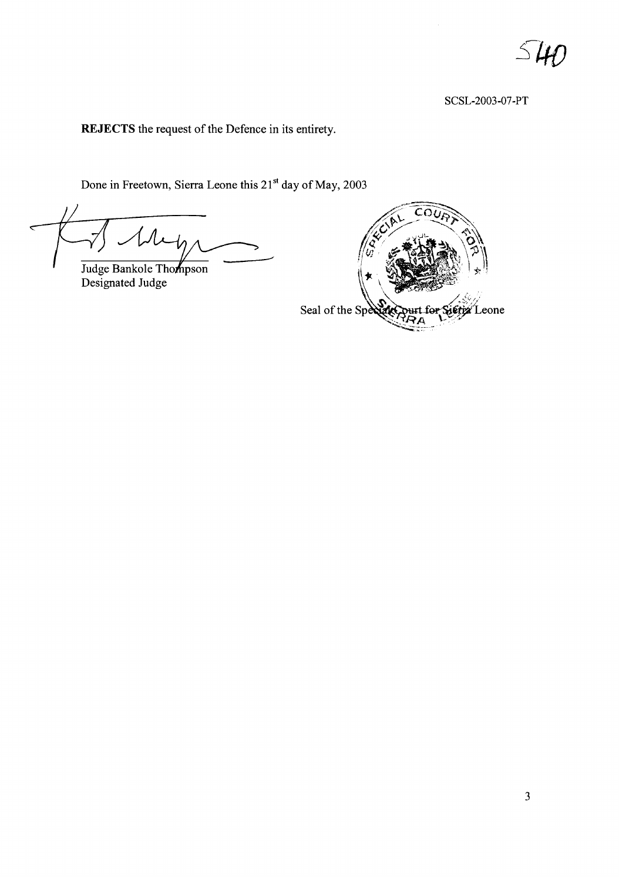SCSL-2003-07-PT

**REJECTS** the request of the Defence in its entirety.

Done in Freetown, Sierra Leone this 21st day of May, 2003

Judge Bankole Thompson
Designated Judge

Seal of the Special Court for Sierra Leone